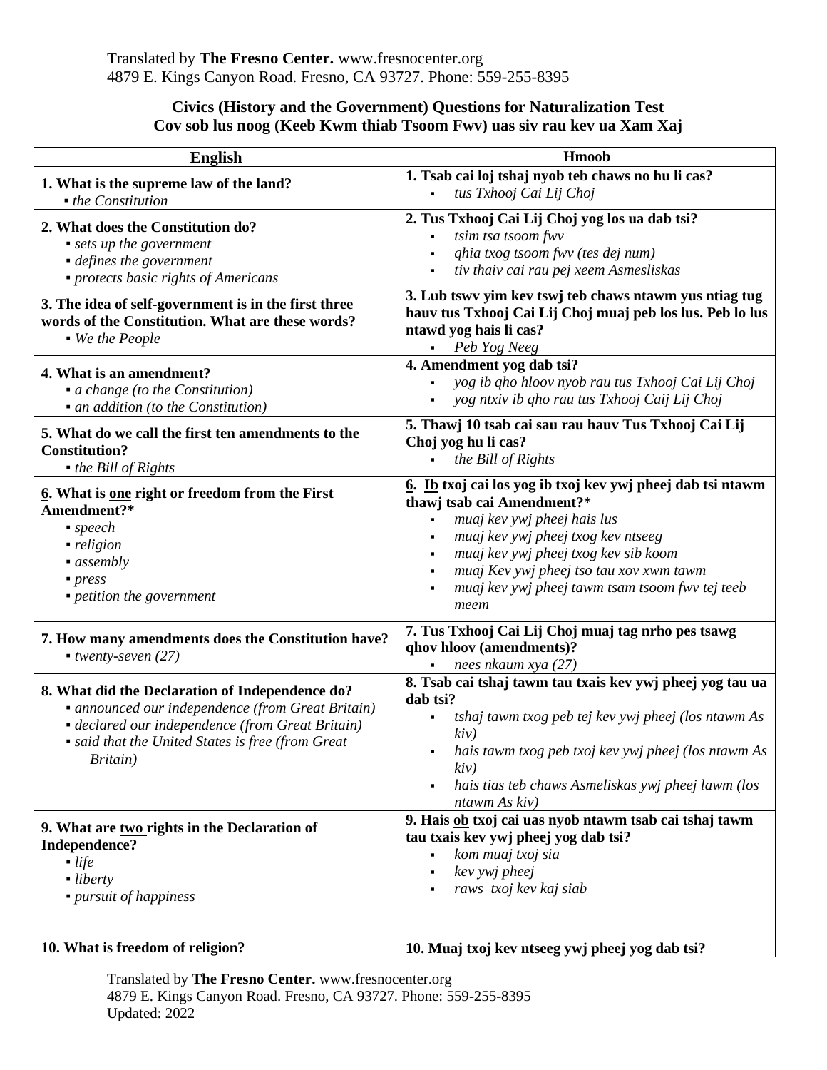Translated by **The Fresno Center.** www.fresnocenter.org
4879 E. Kings Canyon Road. Fresno, CA 93727. Phone: 559-255-8395

## Civics (History and the Government) Questions for Naturalization Test
## Cov sob lus noog (Keeb Kwm thiab Tsoom Fwv) uas siv rau kev ua Xam Xaj

| English | Hmoob |
|---|---|
| **1. What is the supreme law of the land?**<br>▪ *the Constitution* | **1. Tsab cai loj tshaj nyob teb chaws no hu li cas?**<br>▪ *tus Txhooj Cai Lij Choj* |
| **2. What does the Constitution do?**<br>▪ *sets up the government*<br>▪ *defines the government*<br>▪ *protects basic rights of Americans* | **2. Tus Txhooj Cai Lij Choj yog los ua dab tsi?**<br>▪ *tsim tsa tsoom fwv*<br>▪ *qhia txog tsoom fwv (tes dej num)*<br>▪ *tiv thaiv cai rau pej xeem Asmesliskas* |
| **3. The idea of self-government is in the first three words of the Constitution. What are these words?**<br>▪ *We the People* | **3. Lub tswv yim kev tswj teb chaws ntawm yus ntiag tug hauv tus Txhooj Cai Lij Choj muaj peb los lus. Peb lo lus ntawd yog hais li cas?**<br>▪ *Peb Yog Neeg* |
| **4. What is an amendment?**<br>▪ *a change (to the Constitution)*<br>▪ *an addition (to the Constitution)* | **4. Amendment yog dab tsi?**<br>▪ *yog ib qho hloov nyob rau tus Txhooj Cai Lij Choj*<br>▪ *yog ntxiv ib qho rau tus Txhooj Caij Lij Choj* |
| **5. What do we call the first ten amendments to the Constitution?**<br>▪ *the Bill of Rights* | **5. Thawj 10 tsab cai sau rau hauv Tus Txhooj Cai Lij Choj yog hu li cas?**<br>▪ *the Bill of Rights* |
| **<u>6</u>. What is <u>one</u> right or freedom from the First Amendment?***<br>▪ *speech*<br>▪ *religion*<br>▪ *assembly*<br>▪ *press*<br>▪ *petition the government* | **<u>6</u>. <u>Ib</u> txoj cai los yog ib txoj kev ywj pheej dab tsi ntawm thawj tsab cai Amendment?***<br>▪ *muaj kev ywj pheej hais lus*<br>▪ *muaj kev ywj pheej txog kev ntseeg*<br>▪ *muaj kev ywj pheej txog kev sib koom*<br>▪ *muaj Kev ywj pheej tso tau xov xwm tawm*<br>▪ *muaj kev ywj pheej tawm tsam tsoom fwv tej teeb meem* |
| **7. How many amendments does the Constitution have?**<br>▪ *twenty-seven (27)* | **7. Tus Txhooj Cai Lij Choj muaj tag nrho pes tsawg qhov hloov (amendments)?**<br>▪ *nees nkaum xya (27)* |
| **8. What did the Declaration of Independence do?**<br>▪ *announced our independence (from Great Britain)*<br>▪ *declared our independence (from Great Britain)*<br>▪ *said that the United States is free (from Great Britain)* | **8. Tsab cai tshaj tawm tau txais kev ywj pheej yog tau ua dab tsi?**<br>▪ *tshaj tawm txog peb tej kev ywj pheej (los ntawm As kiv)*<br>▪ *hais tawm txog peb txoj kev ywj pheej (los ntawm As kiv)*<br>▪ *hais tias teb chaws Asmeliskas ywj pheej lawm (los ntawm As kiv)* |
| **9. What are <u>two</u> rights in the Declaration of Independence?**<br>▪ *life*<br>▪ *liberty*<br>▪ *pursuit of happiness* | **9. Hais <u>ob</u> txoj cai uas nyob ntawm tsab cai tshaj tawm tau txais kev ywj pheej yog dab tsi?**<br>▪ *kom muaj txoj sia*<br>▪ *kev ywj pheej*<br>▪ *raws txoj kev kaj siab* |
| **10. What is freedom of religion?** | **10. Muaj txoj kev ntseeg ywj pheej yog dab tsi?** |

Translated by **The Fresno Center.** www.fresnocenter.org
4879 E. Kings Canyon Road. Fresno, CA 93727. Phone: 559-255-8395
Updated: 2022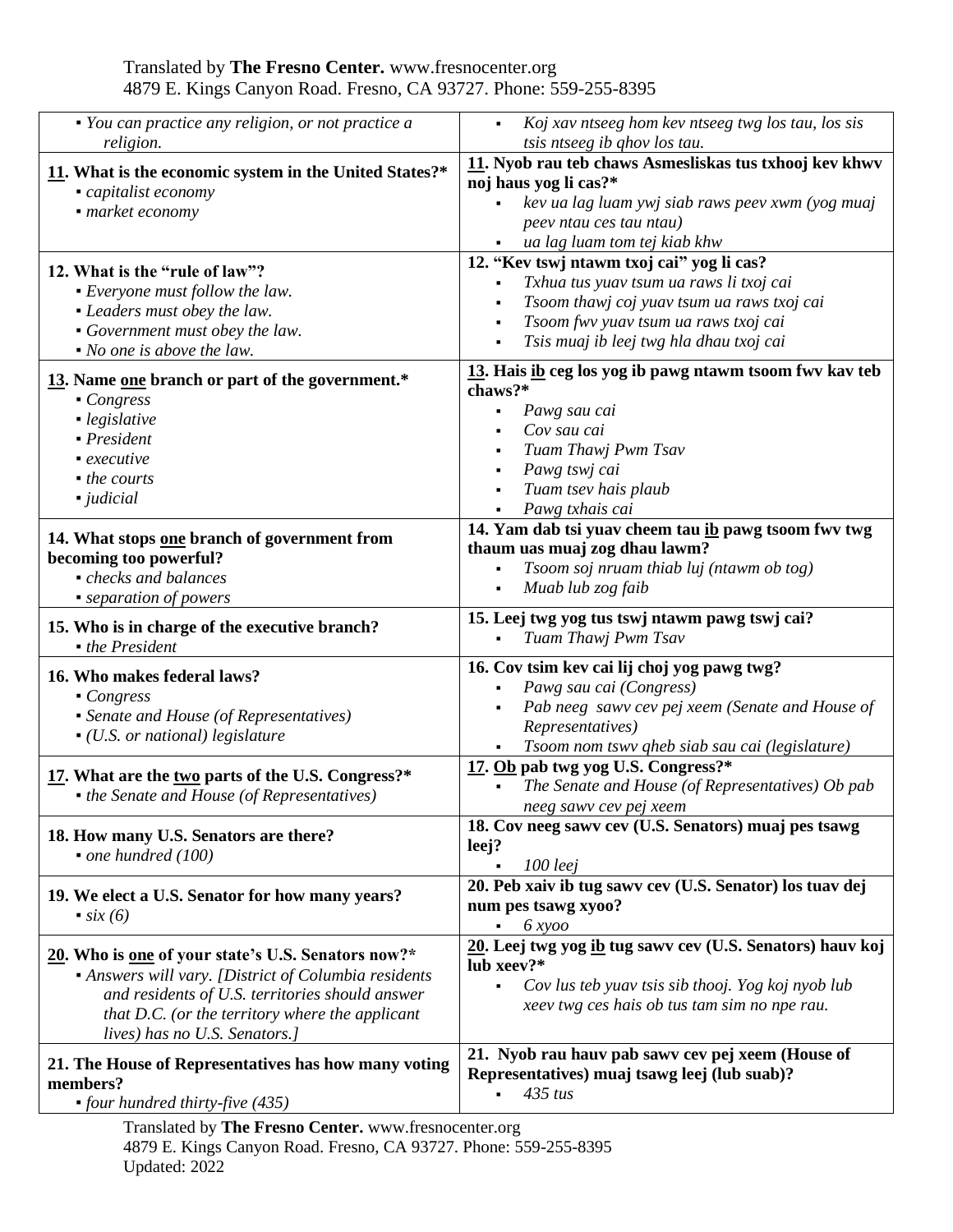| | |
|---|---|
| ▪ *You can practice any religion, or not practice a religion.* | ▪ *Koj xav ntseeg hom kev ntseeg twg los tau, los sis tsis ntseeg ib qhov los tau.* |
| **<u>11</u>. What is the economic system in the United States?*** <br> ▪ *capitalist economy* <br> ▪ *market economy* | **<u>11</u>. Nyob rau teb chaws Asmesliskas tus txhooj kev khwv noj haus yog li cas?*** <br> ▪ *kev ua lag luam ywj siab raws peev xwm (yog muaj peev ntau ces tau ntau)* <br> ▪ *ua lag luam tom tej kiab khw* |
| **12. What is the "rule of law"?** <br> ▪ *Everyone must follow the law.* <br> ▪ *Leaders must obey the law.* <br> ▪ *Government must obey the law.* <br> ▪ *No one is above the law.* | **12. "Kev tswj ntawm txoj cai" yog li cas?** <br> ▪ *Txhua tus yuav tsum ua raws li txoj cai* <br> ▪ *Tsoom thawj coj yuav tsum ua raws txoj cai* <br> ▪ *Tsoom fwv yuav tsum ua raws txoj cai* <br> ▪ *Tsis muaj ib leej twg hla dhau txoj cai* |
| **<u>13</u>. Name <u>one</u> branch or part of the government.*** <br> ▪ *Congress* <br> ▪ *legislative* <br> ▪ *President* <br> ▪ *executive* <br> ▪ *the courts* <br> ▪ *judicial* | **<u>13</u>. Hais <u>ib</u> ceg los yog ib pawg ntawm tsoom fwv kav teb chaws?*** <br> ▪ *Pawg sau cai* <br> ▪ *Cov sau cai* <br> ▪ *Tuam Thawj Pwm Tsav* <br> ▪ *Pawg tswj cai* <br> ▪ *Tuam tsev hais plaub* <br> ▪ *Pawg txhais cai* |
| **14. What stops <u>one</u> branch of government from becoming too powerful?** <br> ▪ *checks and balances* <br> ▪ *separation of powers* | **14. Yam dab tsi yuav cheem tau <u>ib</u> pawg tsoom fwv twg thaum uas muaj zog dhau lawm?** <br> ▪ *Tsoom soj nruam thiab luj (ntawm ob tog)* <br> ▪ *Muab lub zog faib* |
| **15. Who is in charge of the executive branch?** <br> ▪ *the President* | **15. Leej twg yog tus tswj ntawm pawg tswj cai?** <br> ▪ *Tuam Thawj Pwm Tsav* |
| **16. Who makes federal laws?** <br> ▪ *Congress* <br> ▪ *Senate and House (of Representatives)* <br> ▪ *(U.S. or national) legislature* | **16. Cov tsim kev cai lij choj yog pawg twg?** <br> ▪ *Pawg sau cai (Congress)* <br> ▪ *Pab neeg sawv cev pej xeem (Senate and House of Representatives)* <br> ▪ *Tsoom nom tswv qheb siab sau cai (legislature)* |
| **<u>17</u>. What are the <u>two</u> parts of the U.S. Congress?*** <br> ▪ *the Senate and House (of Representatives)* | **<u>17</u>. <u>Ob</u> pab twg yog U.S. Congress?*** <br> ▪ *The Senate and House (of Representatives) Ob pab neeg sawv cev pej xeem* |
| **18. How many U.S. Senators are there?** <br> ▪ *one hundred (100)* | **18. Cov neeg sawv cev (U.S. Senators) muaj pes tsawg leej?** <br> ▪ *100 leej* |
| **19. We elect a U.S. Senator for how many years?** <br> ▪ *six (6)* | **20. Peb xaiv ib tug sawv cev (U.S. Senator) los tuav dej num pes tsawg xyoo?** <br> ▪ *6 xyoo* |
| **<u>20</u>. Who is <u>one</u> of your state's U.S. Senators now?*** <br> ▪ *Answers will vary. [District of Columbia residents and residents of U.S. territories should answer that D.C. (or the territory where the applicant lives) has no U.S. Senators.]* | **<u>20</u>. Leej twg yog <u>ib</u> tug sawv cev (U.S. Senators) hauv koj lub xeev?*** <br> ▪ *Cov lus teb yuav tsis sib thooj. Yog koj nyob lub xeev twg ces hais ob tus tam sim no npe rau.* |
| **21. The House of Representatives has how many voting members?** <br> ▪ *four hundred thirty-five (435)* | **21. Nyob rau hauv pab sawv cev pej xeem (House of Representatives) muaj tsawg leej (lub suab)?** <br> ▪ *435 tus* |

Updated: 2022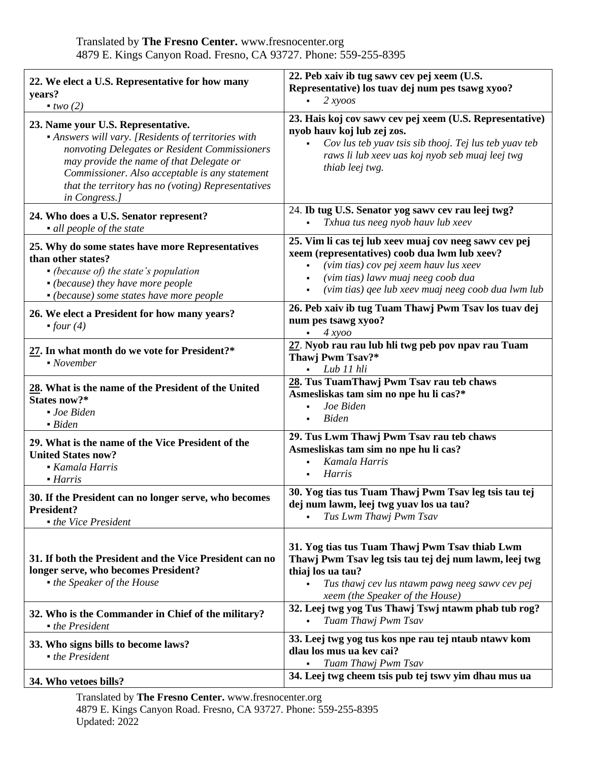| 22. We elect a U.S. Representative for how many years? | 22. Peb xaiv ib tug sawv cev pej xeem (U.S. Representative) los tuav dej num pes tsawg xyoo? |
|---|---|
| ▪ *two (2)* | ▪ *2 xyoos* |
| **23. Name your U.S. Representative.** ▪ *Answers will vary. [Residents of territories with nonvoting Delegates or Resident Commissioners may provide the name of that Delegate or Commissioner. Also acceptable is any statement that the territory has no (voting) Representatives in Congress.]* | **23. Hais koj cov sawv cev pej xeem (U.S. Representative) nyob hauv koj lub zej zos.** ▪ *Cov lus teb yuav tsis sib thooj. Tej lus teb yuav teb raws li lub xeev uas koj nyob seb muaj leej twg thiab leej twg.* |
| **24. Who does a U.S. Senator represent?** ▪ *all people of the state* | 24. **Ib tug U.S. Senator yog sawv cev rau leej twg?** ▪ *Txhua tus neeg nyob hauv lub xeev* |
| **25. Why do some states have more Representatives than other states?** ▪ *(because of) the state's population* ▪ *(because) they have more people* ▪ *(because) some states have more people* | **25. Vim li cas tej lub xeev muaj cov neeg sawv cev pej xeem (representatives) coob dua lwm lub xeev?** ▪ *(vim tias) cov pej xeem hauv lus xeev* ▪ *(vim tias) lawv muaj neeg coob dua* ▪ *(vim tias) qee lub xeev muaj neeg coob dua lwm lub* |
| **26. We elect a President for how many years?** ▪ *four (4)* | **26. Peb xaiv ib tug Tuam Thawj Pwm Tsav los tuav dej num pes tsawg xyoo?** ▪ *4 xyoo* |
| **27. In what month do we vote for President?*** ▪ *November* | **27. Nyob rau rau lub hli twg peb pov npav rau Tuam Thawj Pwm Tsav?*** ▪ *Lub 11 hli* |
| **28. What is the name of the President of the United States now?*** ▪ *Joe Biden* ▪ *Biden* | **28. Tus TuamThawj Pwm Tsav rau teb chaws Asmesliskas tam sim no npe hu li cas?*** ▪ *Joe Biden* ▪ *Biden* |
| **29. What is the name of the Vice President of the United States now?** ▪ *Kamala Harris* ▪ *Harris* | **29. Tus Lwm Thawj Pwm Tsav rau teb chaws Asmesliskas tam sim no npe hu li cas?** ▪ *Kamala Harris* ▪ *Harris* |
| **30. If the President can no longer serve, who becomes President?** ▪ *the Vice President* | **30. Yog tias tus Tuam Thawj Pwm Tsav leg tsis tau tej dej num lawm, leej twg yuav los ua tau?** ▪ *Tus Lwm Thawj Pwm Tsav* |
| **31. If both the President and the Vice President can no longer serve, who becomes President?** ▪ *the Speaker of the House* | **31. Yog tias tus Tuam Thawj Pwm Tsav thiab Lwm Thawj Pwm Tsav leg tsis tau tej dej num lawm, leej twg thiaj los ua tau?** ▪ *Tus thawj cev lus ntawm pawg neeg sawv cev pej xeem (the Speaker of the House)* |
| **32. Who is the Commander in Chief of the military?** ▪ *the President* | **32. Leej twg yog Tus Thawj Tswj ntawm phab tub rog?** ▪ *Tuam Thawj Pwm Tsav* |
| **33. Who signs bills to become laws?** ▪ *the President* | **33. Leej twg yog tus kos npe rau tej ntaub ntawv kom dlau los mus ua kev cai?** ▪ *Tuam Thawj Pwm Tsav* |
| **34. Who vetoes bills?** | **34. Leej twg cheem tsis pub tej tswv yim dhau mus ua** |

Translated by **The Fresno Center.** www.fresnocenter.org
4879 E. Kings Canyon Road. Fresno, CA 93727. Phone: 559-255-8395
Updated: 2022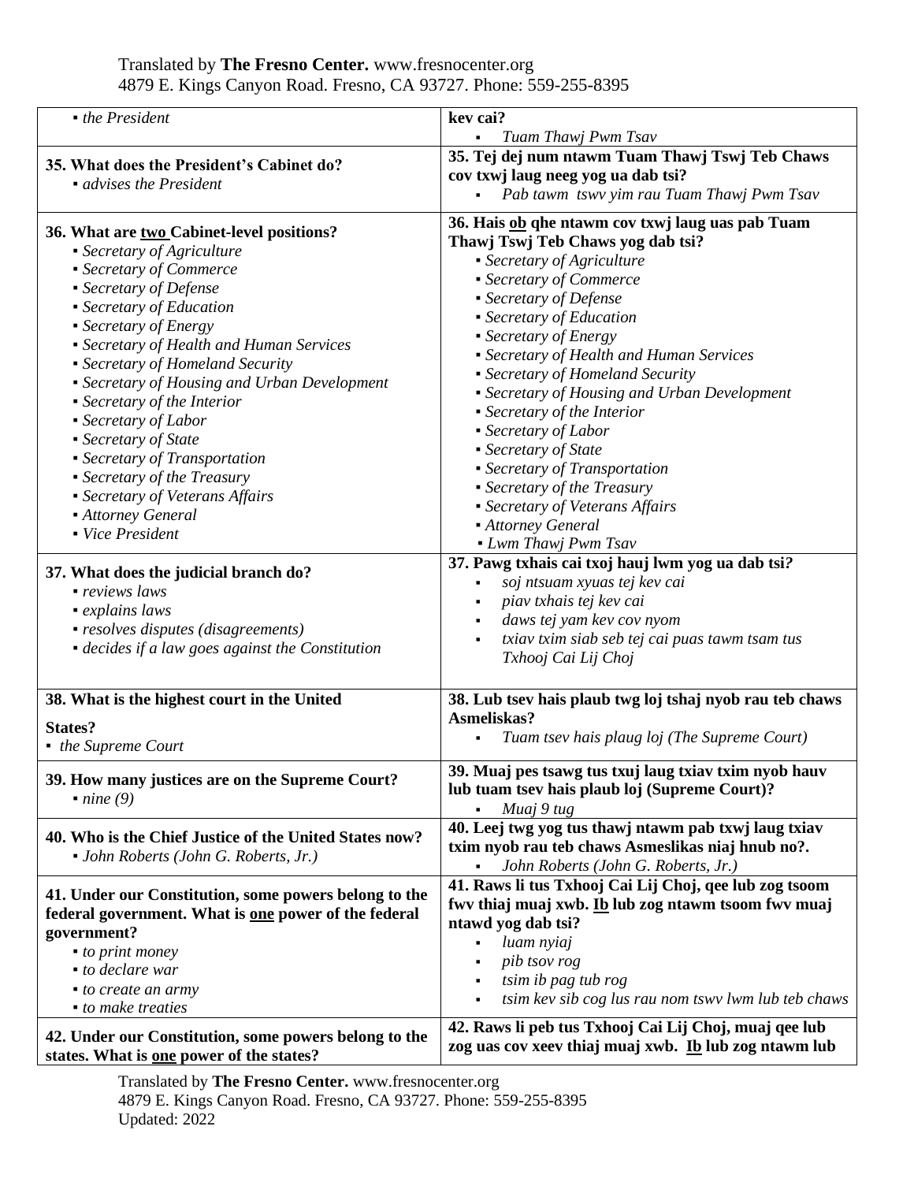| | |
|---|---|
| ▪ *the President* | **kev cai?**<br>▪ *Tuam Thawj Pwm Tsav* |
| **35. What does the President's Cabinet do?**<br>▪ *advises the President* | **35. Tej dej num ntawm Tuam Thawj Tswj Teb Chaws cov txwj laug neeg yog ua dab tsi?**<br>▪ *Pab tawm tswv yim rau Tuam Thawj Pwm Tsav* |
| **36. What are two Cabinet-level positions?**<br>▪ *Secretary of Agriculture*<br>▪ *Secretary of Commerce*<br>▪ *Secretary of Defense*<br>▪ *Secretary of Education*<br>▪ *Secretary of Energy*<br>▪ *Secretary of Health and Human Services*<br>▪ *Secretary of Homeland Security*<br>▪ *Secretary of Housing and Urban Development*<br>▪ *Secretary of the Interior*<br>▪ *Secretary of Labor*<br>▪ *Secretary of State*<br>▪ *Secretary of Transportation*<br>▪ *Secretary of the Treasury*<br>▪ *Secretary of Veterans Affairs*<br>▪ *Attorney General*<br>▪ *Vice President* | **36. Hais ob qhe ntawm cov txwj laug uas pab Tuam Thawj Tswj Teb Chaws yog dab tsi?**<br>▪ *Secretary of Agriculture*<br>▪ *Secretary of Commerce*<br>▪ *Secretary of Defense*<br>▪ *Secretary of Education*<br>▪ *Secretary of Energy*<br>▪ *Secretary of Health and Human Services*<br>▪ *Secretary of Homeland Security*<br>▪ *Secretary of Housing and Urban Development*<br>▪ *Secretary of the Interior*<br>▪ *Secretary of Labor*<br>▪ *Secretary of State*<br>▪ *Secretary of Transportation*<br>▪ *Secretary of the Treasury*<br>▪ *Secretary of Veterans Affairs*<br>▪ *Attorney General*<br>▪ *Lwm Thawj Pwm Tsav* |
| **37. What does the judicial branch do?**<br>▪ *reviews laws*<br>▪ *explains laws*<br>▪ *resolves disputes (disagreements)*<br>▪ *decides if a law goes against the Constitution* | **37. Pawg txhais cai txoj hauj lwm yog ua dab tsi?**<br>▪ *soj ntsuam xyuas tej kev cai*<br>▪ *piav txhais tej kev cai*<br>▪ *daws tej yam kev cov nyom*<br>▪ *txiav txim siab seb tej cai puas tawm tsam tus Txhooj Cai Lij Choj* |
| **38. What is the highest court in the United States?**<br>▪ *the Supreme Court* | **38. Lub tsev hais plaub twg loj tshaj nyob rau teb chaws Asmeliskas?**<br>▪ *Tuam tsev hais plaug loj (The Supreme Court)* |
| **39. How many justices are on the Supreme Court?**<br>▪ *nine (9)* | **39. Muaj pes tsawg tus txuj laug txiav txim nyob hauv lub tuam tsev hais plaub loj (Supreme Court)?**<br>▪ *Muaj 9 tug* |
| **40. Who is the Chief Justice of the United States now?**<br>▪ *John Roberts (John G. Roberts, Jr.)* | **40. Leej twg yog tus thawj ntawm pab txwj laug txiav txim nyob rau teb chaws Asmeslikas niaj hnub no?.**<br>▪ *John Roberts (John G. Roberts, Jr.)* |
| **41. Under our Constitution, some powers belong to the federal government. What is one power of the federal government?**<br>▪ *to print money*<br>▪ *to declare war*<br>▪ *to create an army*<br>▪ *to make treaties* | **41. Raws li tus Txhooj Cai Lij Choj, qee lub zog tsoom fwv thiaj muaj xwb. Ib lub zog ntawm tsoom fwv muaj ntawd yog dab tsi?**<br>▪ *luam nyiaj*<br>▪ *pib tsov rog*<br>▪ *tsim ib pag tub rog*<br>▪ *tsim kev sib cog lus rau nom tswv lwm lub teb chaws* |
| **42. Under our Constitution, some powers belong to the states. What is one power of the states?** | **42. Raws li peb tus Txhooj Cai Lij Choj, muaj qee lub zog uas cov xeev thiaj muaj xwb. Ib lub zog ntawm lub** |

Updated: 2022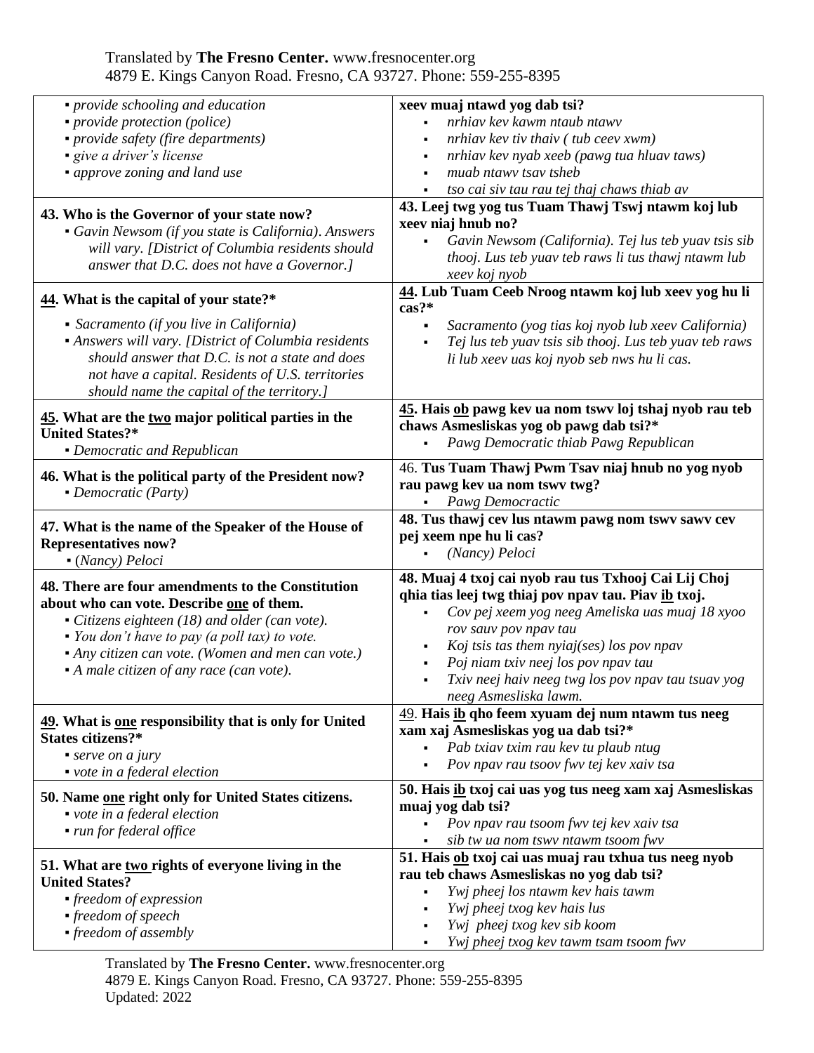| | |
|---|---|
| ▪ *provide schooling and education*<br>▪ *provide protection (police)*<br>▪ *provide safety (fire departments)*<br>▪ *give a driver's license*<br>▪ *approve zoning and land use* | **xeev muaj ntawd yog dab tsi?**<br>▪ *nrhiav kev kawm ntaub ntawv*<br>▪ *nrhiav kev tiv thaiv ( tub ceev xwm)*<br>▪ *nrhiav kev nyab xeeb (pawg tua hluav taws)*<br>▪ *muab ntawv tsav tsheb*<br>▪ *tso cai siv tau rau tej thaj chaws thiab av* |
| **43. Who is the Governor of your state now?**<br>▪ *Gavin Newsom (if you state is California). Answers will vary. [District of Columbia residents should answer that D.C. does not have a Governor.]* | **43. Leej twg yog tus Tuam Thawj Tswj ntawm koj lub xeev niaj hnub no?**<br>▪ *Gavin Newsom (California). Tej lus teb yuav tsis sib thooj. Lus teb yuav teb raws li tus thawj ntawm lub xeev koj nyob* |
| **<u>44</u>. What is the capital of your state?***<br>▪ *Sacramento (if you live in California)*<br>▪ *Answers will vary. [District of Columbia residents should answer that D.C. is not a state and does not have a capital. Residents of U.S. territories should name the capital of the territory.]* | **<u>44</u>. Lub Tuam Ceeb Nroog ntawm koj lub xeev yog hu li cas?***<br>▪ *Sacramento (yog tias koj nyob lub xeev California)*<br>▪ *Tej lus teb yuav tsis sib thooj. Lus teb yuav teb raws li lub xeev uas koj nyob seb nws hu li cas.* |
| **<u>45</u>. What are the <u>two</u> major political parties in the United States?***<br>▪ *Democratic and Republican* | **<u>45</u>. Hais <u>ob</u> pawg kev ua nom tswv loj tshaj nyob rau teb chaws Asmesliskas yog ob pawg dab tsi?***<br>▪ *Pawg Democratic thiab Pawg Republican* |
| **46. What is the political party of the President now?**<br>▪ *Democratic (Party)* | 46. **Tus Tuam Thawj Pwm Tsav niaj hnub no yog nyob rau pawg kev ua nom tswv twg?**<br>▪ *Pawg Democractic* |
| **47. What is the name of the Speaker of the House of Representatives now?**<br>▪ (*Nancy) Peloci* | **48. Tus thawj cev lus ntawm pawg nom tswv sawv cev pej xeem npe hu li cas?**<br>▪ *(Nancy) Peloci* |
| **48. There are four amendments to the Constitution about who can vote. Describe <u>one</u> of them.**<br>▪ *Citizens eighteen (18) and older (can vote).*<br>▪ *You don't have to pay (a poll tax) to vote.*<br>▪ *Any citizen can vote. (Women and men can vote.)*<br>▪ *A male citizen of any race (can vote).* | **48. Muaj 4 txoj cai nyob rau tus Txhooj Cai Lij Choj qhia tias leej twg thiaj pov npav tau. Piav <u>ib</u> txoj.**<br>▪ *Cov pej xeem yog neeg Ameliska uas muaj 18 xyoo rov sauv pov npav tau*<br>▪ *Koj tsis tas them nyiaj(ses) los pov npav*<br>▪ *Poj niam txiv neej los pov npav tau*<br>▪ *Txiv neej haiv neeg twg los pov npav tau tsuav yog neeg Asmesliska lawm.* |
| **<u>49</u>. What is <u>one</u> responsibility that is only for United States citizens?***<br>▪ *serve on a jury*<br>▪ *vote in a federal election* | <u>49</u>. **Hais <u>ib</u> qho feem xyuam dej num ntawm tus neeg xam xaj Asmesliskas yog ua dab tsi?***<br>▪ *Pab txiav txim rau kev tu plaub ntug*<br>▪ *Pov npav rau tsoov fwv tej kev xaiv tsa* |
| **50. Name <u>one</u> right only for United States citizens.**<br>▪ *vote in a federal election*<br>▪ *run for federal office* | **50. Hais <u>ib</u> txoj cai uas yog tus neeg xam xaj Asmesliskas muaj yog dab tsi?**<br>▪ *Pov npav rau tsoom fwv tej kev xaiv tsa*<br>▪ *sib tw ua nom tswv ntawm tsoom fwv* |
| **51. What are <u>two</u> rights of everyone living in the United States?**<br>▪ *freedom of expression*<br>▪ *freedom of speech*<br>▪ *freedom of assembly* | **51. Hais <u>ob</u> txoj cai uas muaj rau txhua tus neeg nyob rau teb chaws Asmesliskas no yog dab tsi?**<br>▪ *Ywj pheej los ntawm kev hais tawm*<br>▪ *Ywj pheej txog kev hais lus*<br>▪ *Ywj pheej txog kev sib koom*<br>▪ *Ywj pheej txog kev tawm tsam tsoom fwv* |

Updated: 2022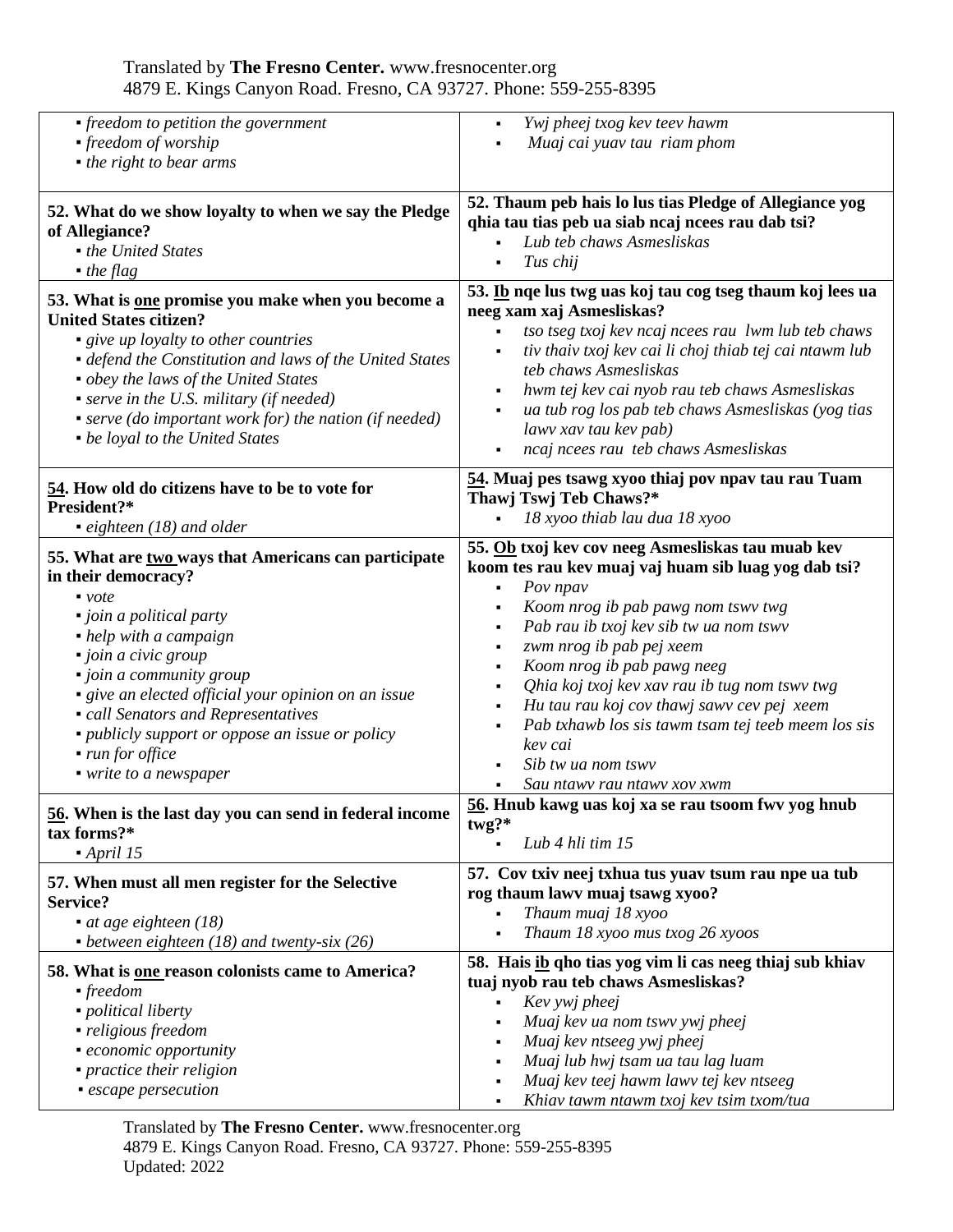| | |
|---|---|
| ▪ *freedom to petition the government*<br>▪ *freedom of worship*<br>▪ *the right to bear arms* | ▪ *Ywj pheej txog kev teev hawm*<br>▪ *Muaj cai yuav tau riam phom* |
| **52. What do we show loyalty to when we say the Pledge of Allegiance?**<br>▪ *the United States*<br>▪ *the flag* | **52. Thaum peb hais lo lus tias Pledge of Allegiance yog qhia tau tias peb ua siab ncaj ncees rau dab tsi?**<br>▪ *Lub teb chaws Asmesliskas*<br>▪ *Tus chij* |
| **53. What is <u>one</u> promise you make when you become a United States citizen?**<br>▪ *give up loyalty to other countries*<br>▪ *defend the Constitution and laws of the United States*<br>▪ *obey the laws of the United States*<br>▪ *serve in the U.S. military (if needed)*<br>▪ *serve (do important work for) the nation (if needed)*<br>▪ *be loyal to the United States* | **53. <u>Ib</u> nqe lus twg uas koj tau cog tseg thaum koj lees ua neeg xam xaj Asmesliskas?**<br>▪ *tso tseg txoj kev ncaj ncees rau lwm lub teb chaws*<br>▪ *tiv thaiv txoj kev cai li choj thiab tej cai ntawm lub teb chaws Asmesliskas*<br>▪ *hwm tej kev cai nyob rau teb chaws Asmesliskas*<br>▪ *ua tub rog los pab teb chaws Asmesliskas (yog tias lawv xav tau kev pab)*<br>▪ *ncaj ncees rau teb chaws Asmesliskas* |
| **<u>54</u>. How old do citizens have to be to vote for President?***<br>▪ *eighteen (18) and older* | **<u>54</u>. Muaj pes tsawg xyoo thiaj pov npav tau rau Tuam Thawj Tswj Teb Chaws?***<br>▪ *18 xyoo thiab lau dua 18 xyoo* |
| **55. What are <u>two</u> ways that Americans can participate in their democracy?**<br>▪ *vote*<br>▪ *join a political party*<br>▪ *help with a campaign*<br>▪ *join a civic group*<br>▪ *join a community group*<br>▪ *give an elected official your opinion on an issue*<br>▪ *call Senators and Representatives*<br>▪ *publicly support or oppose an issue or policy*<br>▪ *run for office*<br>▪ *write to a newspaper* | **55. <u>Ob</u> txoj kev cov neeg Asmesliskas tau muab kev koom tes rau kev muaj vaj huam sib luag yog dab tsi?**<br>▪ *Pov npav*<br>▪ *Koom nrog ib pab pawg nom tswv twg*<br>▪ *Pab rau ib txoj kev sib tw ua nom tswv*<br>▪ *zwm nrog ib pab pej xeem*<br>▪ *Koom nrog ib pab pawg neeg*<br>▪ *Qhia koj txoj kev xav rau ib tug nom tswv twg*<br>▪ *Hu tau rau koj cov thawj sawv cev pej xeem*<br>▪ *Pab txhawb los sis tawm tsam tej teeb meem los sis kev cai*<br>▪ *Sib tw ua nom tswv*<br>▪ *Sau ntawv rau ntawv xov xwm* |
| **<u>56</u>. When is the last day you can send in federal income tax forms?***<br>▪ *April 15* | **<u>56</u>. Hnub kawg uas koj xa se rau tsoom fwv yog hnub twg?***<br>▪ *Lub 4 hli tim 15* |
| **57. When must all men register for the Selective Service?**<br>▪ *at age eighteen (18)*<br>▪ *between eighteen (18) and twenty-six (26)* | **57. Cov txiv neej txhua tus yuav tsum rau npe ua tub rog thaum lawv muaj tsawg xyoo?**<br>▪ *Thaum muaj 18 xyoo*<br>▪ *Thaum 18 xyoo mus txog 26 xyoos* |
| **58. What is <u>one</u> reason colonists came to America?**<br>▪ *freedom*<br>▪ *political liberty*<br>▪ *religious freedom*<br>▪ *economic opportunity*<br>▪ *practice their religion*<br>▪ *escape persecution* | **58. Hais <u>ib</u> qho tias yog vim li cas neeg thiaj sub khiav tuaj nyob rau teb chaws Asmesliskas?**<br>▪ *Kev ywj pheej*<br>▪ *Muaj kev ua nom tswv ywj pheej*<br>▪ *Muaj kev ntseeg ywj pheej*<br>▪ *Muaj lub hwj tsam ua tau lag luam*<br>▪ *Muaj kev teej hawm lawv tej kev ntseeg*<br>▪ *Khiav tawm ntawm txoj kev tsim txom/tua* |

Updated: 2022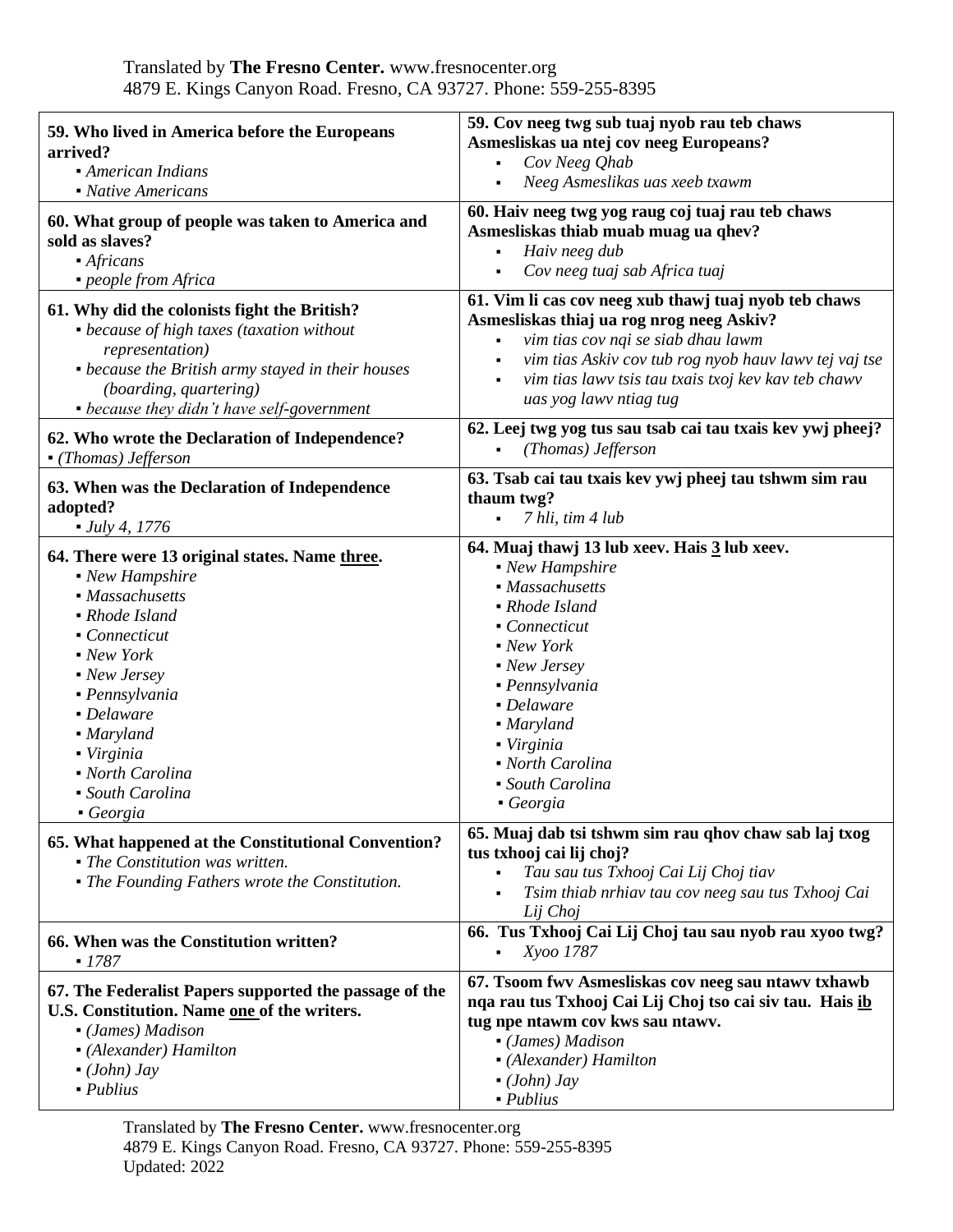| **59. Who lived in America before the Europeans arrived?**<br>▪ *American Indians*<br>▪ *Native Americans* | **59. Cov neeg twg sub tuaj nyob rau teb chaws Asmesliskas ua ntej cov neeg Europeans?**<br>▪ *Cov Neeg Qhab*<br>▪ *Neeg Asmeslikas uas xeeb txawm* |
|---|---|
| **60. What group of people was taken to America and sold as slaves?**<br>▪ *Africans*<br>▪ *people from Africa* | **60. Haiv neeg twg yog raug coj tuaj rau teb chaws Asmesliskas thiab muab muag ua qhev?**<br>▪ *Haiv neeg dub*<br>▪ *Cov neeg tuaj sab Africa tuaj* |
| **61. Why did the colonists fight the British?**<br>▪ *because of high taxes (taxation without representation)*<br>▪ *because the British army stayed in their houses (boarding, quartering)*<br>▪ *because they didn't have self-government* | **61. Vim li cas cov neeg xub thawj tuaj nyob teb chaws Asmesliskas thiaj ua rog nrog neeg Askiv?**<br>▪ *vim tias cov nqi se siab dhau lawm*<br>▪ *vim tias Askiv cov tub rog nyob hauv lawv tej vaj tse*<br>▪ *vim tias lawv tsis tau txais txoj kev kav teb chaws uas yog lawv ntiag tug* |
| **62. Who wrote the Declaration of Independence?**<br>▪ *(Thomas) Jefferson* | **62. Leej twg yog tus sau tsab cai tau txais kev ywj pheej?**<br>▪ *(Thomas) Jefferson* |
| **63. When was the Declaration of Independence adopted?**<br>▪ *July 4, 1776* | **63. Tsab cai tau txais kev ywj pheej tau tshwm sim rau thaum twg?**<br>▪ *7 hli, tim 4 lub* |
| **64. There were 13 original states. Name three.**<br>▪ *New Hampshire*<br>▪ *Massachusetts*<br>▪ *Rhode Island*<br>▪ *Connecticut*<br>▪ *New York*<br>▪ *New Jersey*<br>▪ *Pennsylvania*<br>▪ *Delaware*<br>▪ *Maryland*<br>▪ *Virginia*<br>▪ *North Carolina*<br>▪ *South Carolina*<br>▪ *Georgia* | **64. Muaj thawj 13 lub xeev. Hais 3 lub xeev.**<br>▪ *New Hampshire*<br>▪ *Massachusetts*<br>▪ *Rhode Island*<br>▪ *Connecticut*<br>▪ *New York*<br>▪ *New Jersey*<br>▪ *Pennsylvania*<br>▪ *Delaware*<br>▪ *Maryland*<br>▪ *Virginia*<br>▪ *North Carolina*<br>▪ *South Carolina*<br>▪ *Georgia* |
| **65. What happened at the Constitutional Convention?**<br>▪ *The Constitution was written.*<br>▪ *The Founding Fathers wrote the Constitution.* | **65. Muaj dab tsi tshwm sim rau qhov chaw sab laj txog tus txhooj cai lij choj?**<br>▪ *Tau sau tus Txhooj Cai Lij Choj tiav*<br>▪ *Tsim thiab nrhiav tau cov neeg sau tus Txhooj Cai Lij Choj* |
| **66. When was the Constitution written?**<br>▪ *1787* | **66. Tus Txhooj Cai Lij Choj tau sau nyob rau xyoo twg?**<br>▪ *Xyoo 1787* |
| **67. The Federalist Papers supported the passage of the U.S. Constitution. Name one of the writers.**<br>▪ *(James) Madison*<br>▪ *(Alexander) Hamilton*<br>▪ *(John) Jay*<br>▪ *Publius* | **67. Tsoom fwv Asmesliskas cov neeg sau ntawv txhawb nqa rau tus Txhooj Cai Lij Choj tso cai siv tau. Hais ib tug npe ntawm cov kws sau ntawv.**<br>▪ *(James) Madison*<br>▪ *(Alexander) Hamilton*<br>▪ *(John) Jay*<br>▪ *Publius* |

Translated by **The Fresno Center.** www.fresnocenter.org
4879 E. Kings Canyon Road. Fresno, CA 93727. Phone: 559-255-8395
Updated: 2022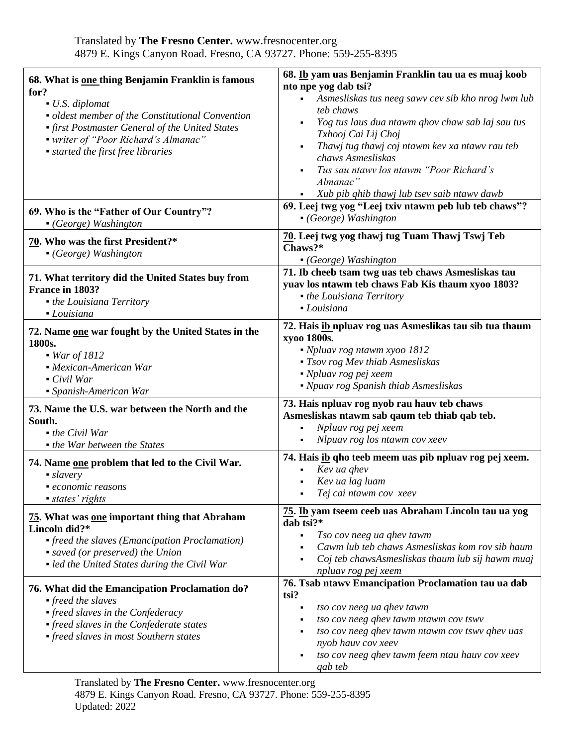| **68. What is <u>one</u> thing Benjamin Franklin is famous for?**<br>▪ *U.S. diplomat*<br>▪ *oldest member of the Constitutional Convention*<br>▪ *first Postmaster General of the United States*<br>▪ *writer of "Poor Richard's Almanac"*<br>▪ *started the first free libraries* | **68. <u>Ib</u> yam uas Benjamin Franklin tau ua es muaj koob nto npe yog dab tsi?**<br>▪ *Asmesliskas tus neeg sawv cev sib kho nrog lwm lub teb chaws*<br>▪ *Yog tus laus dua ntawm qhov chaw sab laj sau tus Txhooj Cai Lij Choj*<br>▪ *Thawj tug thawj coj ntawm kev xa ntawv rau teb chaws Asmesliskas*<br>▪ *Tus sau ntawv los ntawm "Poor Richard's Almanac"*<br>▪ *Xub pib qhib thawj lub tsev saib ntawv dawb* |
|---|---|
| **69. Who is the "Father of Our Country"?**<br>▪ *(George) Washington* | **69. Leej twg yog "Leej txiv ntawm peb lub teb chaws"?**<br>▪ *(George) Washington* |
| **<u>70</u>. Who was the first President?***<br>▪ *(George) Washington* | **<u>70</u>. Leej twg yog thawj tug Tuam Thawj Tswj Teb Chaws?***<br>▪ *(George) Washington* |
| **71. What territory did the United States buy from France in 1803?**<br>▪ *the Louisiana Territory*<br>▪ *Louisiana* | **71. Ib cheeb tsam twg uas teb chaws Asmesliskas tau yuav los ntawm teb chaws Fab Kis thaum xyoo 1803?**<br>▪ *the Louisiana Territory*<br>▪ *Louisiana* |
| **72. Name <u>one</u> war fought by the United States in the 1800s.**<br>▪ *War of 1812*<br>▪ *Mexican-American War*<br>▪ *Civil War*<br>▪ *Spanish-American War* | **72. Hais <u>ib</u> npluav rog uas Asmeslikas tau sib tua thaum xyoo 1800s.**<br>▪ *Npluav rog ntawm xyoo 1812*<br>▪ *Tsov rog Mev thiab Asmesliskas*<br>▪ *Npluav rog pej xeem*<br>▪ *Npuav rog Spanish thiab Asmesliskas* |
| **73. Name the U.S. war between the North and the South.**<br>▪ *the Civil War*<br>▪ *the War between the States* | **73. Hais npluav rog nyob rau hauv teb chaws Asmesliskas ntawm sab qaum teb thiab qab teb.**<br>▪ *Npluav rog pej xeem*<br>▪ *Nlpuav rog los ntawm cov xeev* |
| **74. Name <u>one</u> problem that led to the Civil War.**<br>▪ *slavery*<br>▪ *economic reasons*<br>▪ *states' rights* | **74. Hais <u>ib</u> qho teeb meem uas pib npluav rog pej xeem.**<br>▪ *Kev ua qhev*<br>▪ *Kev ua lag luam*<br>▪ *Tej cai ntawm cov xeev* |
| **<u>75</u>. What was <u>one</u> important thing that Abraham Lincoln did?***<br>▪ *freed the slaves (Emancipation Proclamation)*<br>▪ *saved (or preserved) the Union*<br>▪ *led the United States during the Civil War* | **<u>75</u>. <u>Ib</u> yam tseem ceeb uas Abraham Lincoln tau ua yog dab tsi?***<br>▪ *Tso cov neeg ua qhev tawm*<br>▪ *Cawm lub teb chaws Asmesliskas kom rov sib haum*<br>▪ *Coj teb chawsAsmesliskas thaum lub sij hawm muaj npluav rog pej xeem* |
| **76. What did the Emancipation Proclamation do?**<br>▪ *freed the slaves*<br>▪ *freed slaves in the Confederacy*<br>▪ *freed slaves in the Confederate states*<br>▪ *freed slaves in most Southern states* | **76. Tsab ntawv Emancipation Proclamation tau ua dab tsi?**<br>▪ *tso cov neeg ua qhev tawm*<br>▪ *tso cov neeg qhev tawm ntawm cov tswv*<br>▪ *tso cov neeg qhev tawm ntawm cov tswv qhev uas nyob hauv cov xeev*<br>▪ *tso cov neeg qhev tawm feem ntau hauv cov xeev qab teb* |

Updated: 2022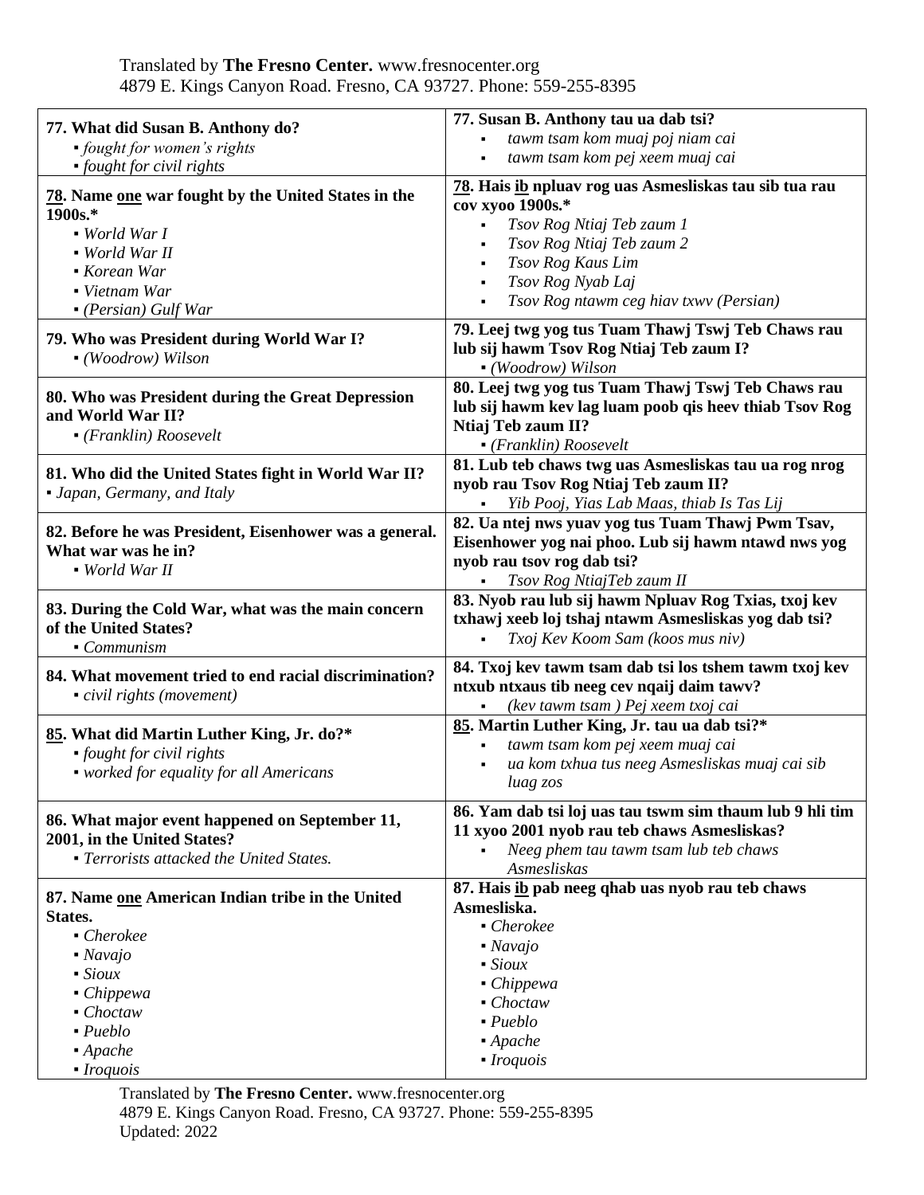Translated by **The Fresno Center.** www.fresnocenter.org
4879 E. Kings Canyon Road. Fresno, CA 93727. Phone: 559-255-8395

| | |
|---|---|
| **77. What did Susan B. Anthony do?**<br>▪ *fought for women's rights*<br>▪ *fought for civil rights* | **77. Susan B. Anthony tau ua dab tsi?**<br>▪ *tawm tsam kom muaj poj niam cai*<br>▪ *tawm tsam kom pej xeem muaj cai* |
| **78. Name one war fought by the United States in the 1900s.***<br>▪ *World War I*<br>▪ *World War II*<br>▪ *Korean War*<br>▪ *Vietnam War*<br>▪ *(Persian) Gulf War* | **78. Hais ib npluav rog uas Asmesliskas tau sib tua rau cov xyoo 1900s.***<br>▪ *Tsov Rog Ntiaj Teb zaum 1*<br>▪ *Tsov Rog Ntiaj Teb zaum 2*<br>▪ *Tsov Rog Kaus Lim*<br>▪ *Tsov Rog Nyab Laj*<br>▪ *Tsov Rog ntawm ceg hiav txwv (Persian)* |
| **79. Who was President during World War I?**<br>▪ *(Woodrow) Wilson* | **79. Leej twg yog tus Tuam Thawj Tswj Teb Chaws rau lub sij hawm Tsov Rog Ntiaj Teb zaum I?**<br>▪ *(Woodrow) Wilson* |
| **80. Who was President during the Great Depression and World War II?**<br>▪ *(Franklin) Roosevelt* | **80. Leej twg yog tus Tuam Thawj Tswj Teb Chaws rau lub sij hawm kev lag luam poob qis heev thiab Tsov Rog Ntiaj Teb zaum II?**<br>▪ *(Franklin) Roosevelt* |
| **81. Who did the United States fight in World War II?**<br>▪ *Japan, Germany, and Italy* | **81. Lub teb chaws twg uas Asmesliskas tau ua rog nrog nyob rau Tsov Rog Ntiaj Teb zaum II?**<br>▪ *Yib Pooj, Yias Lab Maas, thiab Is Tas Lij* |
| **82. Before he was President, Eisenhower was a general. What war was he in?**<br>▪ *World War II* | **82. Ua ntej nws yuav yog tus Tuam Thawj Pwm Tsav, Eisenhower yog nai phoo. Lub sij hawm ntawd nws yog nyob rau tsov rog dab tsi?**<br>▪ *Tsov Rog NtiajTeb zaum II* |
| **83. During the Cold War, what was the main concern of the United States?**<br>▪ *Communism* | **83. Nyob rau lub sij hawm Npluav Rog Txias, txoj kev txhawj xeeb loj tshaj ntawm Asmesliskas yog dab tsi?**<br>▪ *Txoj Kev Koom Sam (koos mus niv)* |
| **84. What movement tried to end racial discrimination?**<br>▪ *civil rights (movement)* | **84. Txoj kev tawm tsam dab tsi los tshem tawm txoj kev ntxub ntxaus tib neeg cev nqaij daim tawv?**<br>▪ *(kev tawm tsam ) Pej xeem txoj cai* |
| **85. What did Martin Luther King, Jr. do?***<br>▪ *fought for civil rights*<br>▪ *worked for equality for all Americans* | **85. Martin Luther King, Jr. tau ua dab tsi?***<br>▪ *tawm tsam kom pej xeem muaj cai*<br>▪ *ua kom txhua tus neeg Asmesliskas muaj cai sib luag zos* |
| **86. What major event happened on September 11, 2001, in the United States?**<br>▪ *Terrorists attacked the United States.* | **86. Yam dab tsi loj uas tau tswm sim thaum lub 9 hli tim 11 xyoo 2001 nyob rau teb chaws Asmesliskas?**<br>▪ *Neeg phem tau tawm tsam lub teb chaws Asmesliskas* |
| **87. Name one American Indian tribe in the United States.**<br>▪ *Cherokee*<br>▪ *Navajo*<br>▪ *Sioux*<br>▪ *Chippewa*<br>▪ *Choctaw*<br>▪ *Pueblo*<br>▪ *Apache*<br>▪ *Iroquois* | **87. Hais ib pab neeg qhab uas nyob rau teb chaws Asmesliska.**<br>▪ *Cherokee*<br>▪ *Navajo*<br>▪ *Sioux*<br>▪ *Chippewa*<br>▪ *Choctaw*<br>▪ *Pueblo*<br>▪ *Apache*<br>▪ *Iroquois* |

Translated by **The Fresno Center.** www.fresnocenter.org
4879 E. Kings Canyon Road. Fresno, CA 93727. Phone: 559-255-8395
Updated: 2022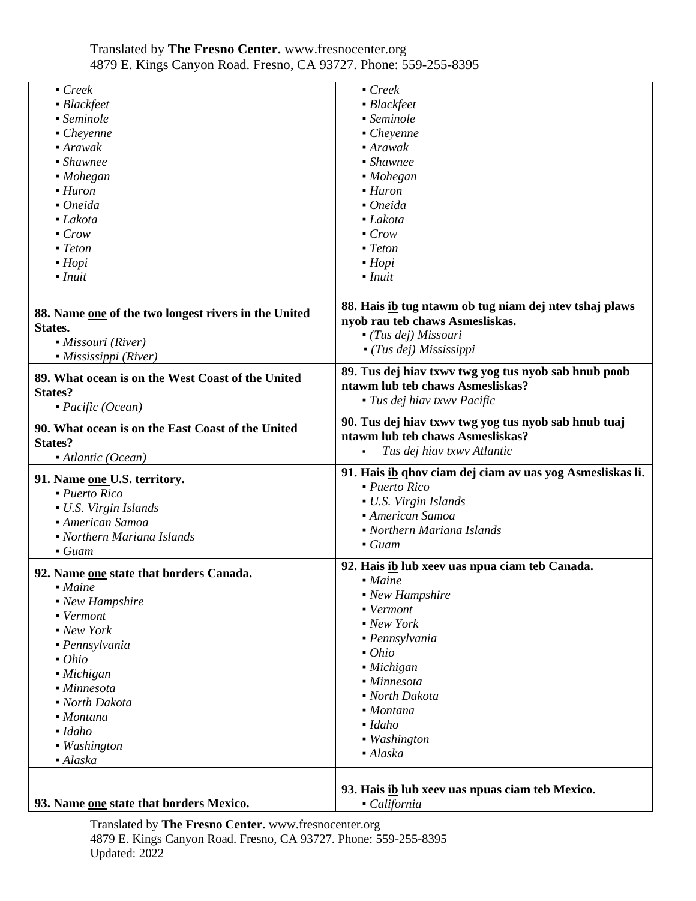| | |
|---|---|
| ▪ *Creek*<br>▪ *Blackfeet*<br>▪ *Seminole*<br>▪ *Cheyenne*<br>▪ *Arawak*<br>▪ *Shawnee*<br>▪ *Mohegan*<br>▪ *Huron*<br>▪ *Oneida*<br>▪ *Lakota*<br>▪ *Crow*<br>▪ *Teton*<br>▪ *Hopi*<br>▪ *Inuit* | ▪ *Creek*<br>▪ *Blackfeet*<br>▪ *Seminole*<br>▪ *Cheyenne*<br>▪ *Arawak*<br>▪ *Shawnee*<br>▪ *Mohegan*<br>▪ *Huron*<br>▪ *Oneida*<br>▪ *Lakota*<br>▪ *Crow*<br>▪ *Teton*<br>▪ *Hopi*<br>▪ *Inuit* |
| **88. Name <u>one</u> of the two longest rivers in the United States.**<br>▪ *Missouri (River)*<br>▪ *Mississippi (River)* | **88. Hais <u>ib</u> tug ntawm ob tug niam dej ntev tshaj plaws nyob rau teb chaws Asmesliskas.**<br>▪ *(Tus dej) Missouri*<br>▪ *(Tus dej) Mississippi* |
| **89. What ocean is on the West Coast of the United States?**<br>▪ *Pacific (Ocean)* | **89. Tus dej hiav txwv twg yog tus nyob sab hnub poob ntawm lub teb chaws Asmesliskas?**<br>▪ *Tus dej hiav txwv Pacific* |
| **90. What ocean is on the East Coast of the United States?**<br>▪ *Atlantic (Ocean)* | **90. Tus dej hiav txwv twg yog tus nyob sab hnub tuaj ntawm lub teb chaws Asmesliskas?**<br>▪ *Tus dej hiav txwv Atlantic* |
| **91. Name <u>one</u> U.S. territory.**<br>▪ *Puerto Rico*<br>▪ *U.S. Virgin Islands*<br>▪ *American Samoa*<br>▪ *Northern Mariana Islands*<br>▪ *Guam* | **91. Hais <u>ib</u> qhov ciam dej ciam av uas yog Asmesliskas li.**<br>▪ *Puerto Rico*<br>▪ *U.S. Virgin Islands*<br>▪ *American Samoa*<br>▪ *Northern Mariana Islands*<br>▪ *Guam* |
| **92. Name <u>one</u> state that borders Canada.**<br>▪ *Maine*<br>▪ *New Hampshire*<br>▪ *Vermont*<br>▪ *New York*<br>▪ *Pennsylvania*<br>▪ *Ohio*<br>▪ *Michigan*<br>▪ *Minnesota*<br>▪ *North Dakota*<br>▪ *Montana*<br>▪ *Idaho*<br>▪ *Washington*<br>▪ *Alaska* | **92. Hais <u>ib</u> lub xeev uas npua ciam teb Canada.**<br>▪ *Maine*<br>▪ *New Hampshire*<br>▪ *Vermont*<br>▪ *New York*<br>▪ *Pennsylvania*<br>▪ *Ohio*<br>▪ *Michigan*<br>▪ *Minnesota*<br>▪ *North Dakota*<br>▪ *Montana*<br>▪ *Idaho*<br>▪ *Washington*<br>▪ *Alaska* |
| **93. Name <u>one</u> state that borders Mexico.** | **93. Hais <u>ib</u> lub xeev uas npuas ciam teb Mexico.**<br>▪ *California* |

Translated by **The Fresno Center.** www.fresnocenter.org
4879 E. Kings Canyon Road. Fresno, CA 93727. Phone: 559-255-8395
Updated: 2022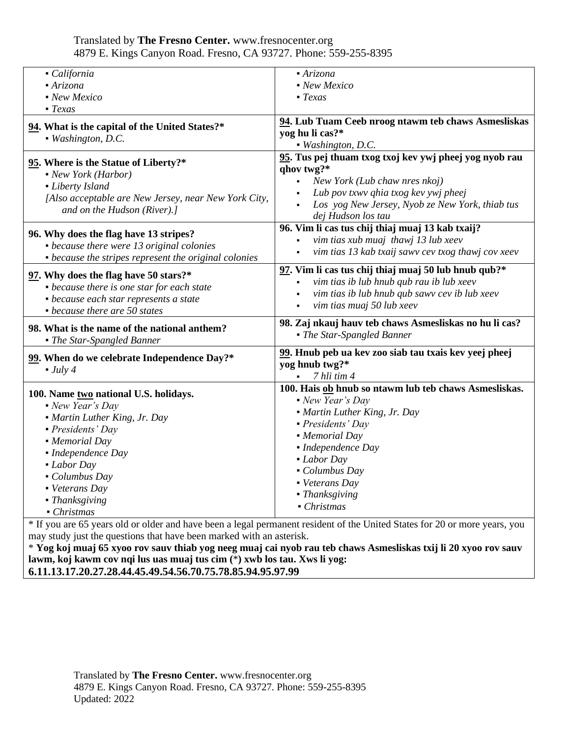| | |
|---|---|
| ▪ *California*<br>▪ *Arizona*<br>▪ *New Mexico*<br>▪ *Texas* | ▪ *Arizona*<br>▪ *New Mexico*<br>▪ *Texas* |
| **94. What is the capital of the United States?***<br>▪ *Washington, D.C.* | **94. Lub Tuam Ceeb nroog ntawm teb chaws Asmesliskas yog hu li cas?***<br>▪ *Washington, D.C.* |
| **95. Where is the Statue of Liberty?***<br>▪ *New York (Harbor)*<br>▪ *Liberty Island*<br>*[Also acceptable are New Jersey, near New York City, and on the Hudson (River).]* | **95. Tus pej thuam txog txoj kev ywj pheej yog nyob rau qhov twg?***<br>▪ *New York (Lub chaw nres nkoj)*<br>▪ *Lub pov txwv qhia txog kev ywj pheej*<br>▪ *Los yog New Jersey, Nyob ze New York, thiab tus dej Hudson los tau* |
| **96. Why does the flag have 13 stripes?**<br>▪ *because there were 13 original colonies*<br>▪ *because the stripes represent the original colonies* | **96. Vim li cas tus chij thiaj muaj 13 kab txaij?**<br>▪ *vim tias xub muaj thawj 13 lub xeev*<br>▪ *vim tias 13 kab txaij sawv cev txog thawj cov xeev* |
| **97. Why does the flag have 50 stars?***<br>▪ *because there is one star for each state*<br>▪ *because each star represents a state*<br>▪ *because there are 50 states* | **97. Vim li cas tus chij thiaj muaj 50 lub hnub qub?***<br>▪ *vim tias ib lub hnub qub rau ib lub xeev*<br>▪ *vim tias ib lub hnub qub sawv cev ib lub xeev*<br>▪ *vim tias muaj 50 lub xeev* |
| **98. What is the name of the national anthem?**<br>▪ *The Star-Spangled Banner* | **98. Zaj nkauj hauv teb chaws Asmesliskas no hu li cas?**<br>▪ *The Star-Spangled Banner* |
| **99. When do we celebrate Independence Day?***<br>▪ *July 4* | **99. Hnub peb ua kev zoo siab tau txais kev yeej pheej yog hnub twg?***<br>▪ *7 hli tim 4* |
| **100. Name two national U.S. holidays.**<br>▪ *New Year's Day*<br>▪ *Martin Luther King, Jr. Day*<br>▪ *Presidents' Day*<br>▪ *Memorial Day*<br>▪ *Independence Day*<br>▪ *Labor Day*<br>▪ *Columbus Day*<br>▪ *Veterans Day*<br>▪ *Thanksgiving*<br>▪ *Christmas* | **100. Hais ob hnub so ntawm lub teb chaws Asmesliskas.**<br>▪ *New Year's Day*<br>▪ *Martin Luther King, Jr. Day*<br>▪ *Presidents' Day*<br>▪ *Memorial Day*<br>▪ *Independence Day*<br>▪ *Labor Day*<br>▪ *Columbus Day*<br>▪ *Veterans Day*<br>▪ *Thanksgiving*<br>▪ *Christmas* |

* If you are 65 years old or older and have been a legal permanent resident of the United States for 20 or more years, you may study just the questions that have been marked with an asterisk.

**\* Yog koj muaj 65 xyoo rov sauv thiab yog neeg muaj cai nyob rau teb chaws Asmesliskas txij li 20 xyoo rov sauv lawm, koj kawm cov nqi lus uas muaj tus cim (*) xwb los tau. Xws li yog:**
**6.11.13.17.20.27.28.44.45.49.54.56.70.75.78.85.94.95.97.99**

Translated by **The Fresno Center.** www.fresnocenter.org
4879 E. Kings Canyon Road. Fresno, CA 93727. Phone: 559-255-8395
Updated: 2022